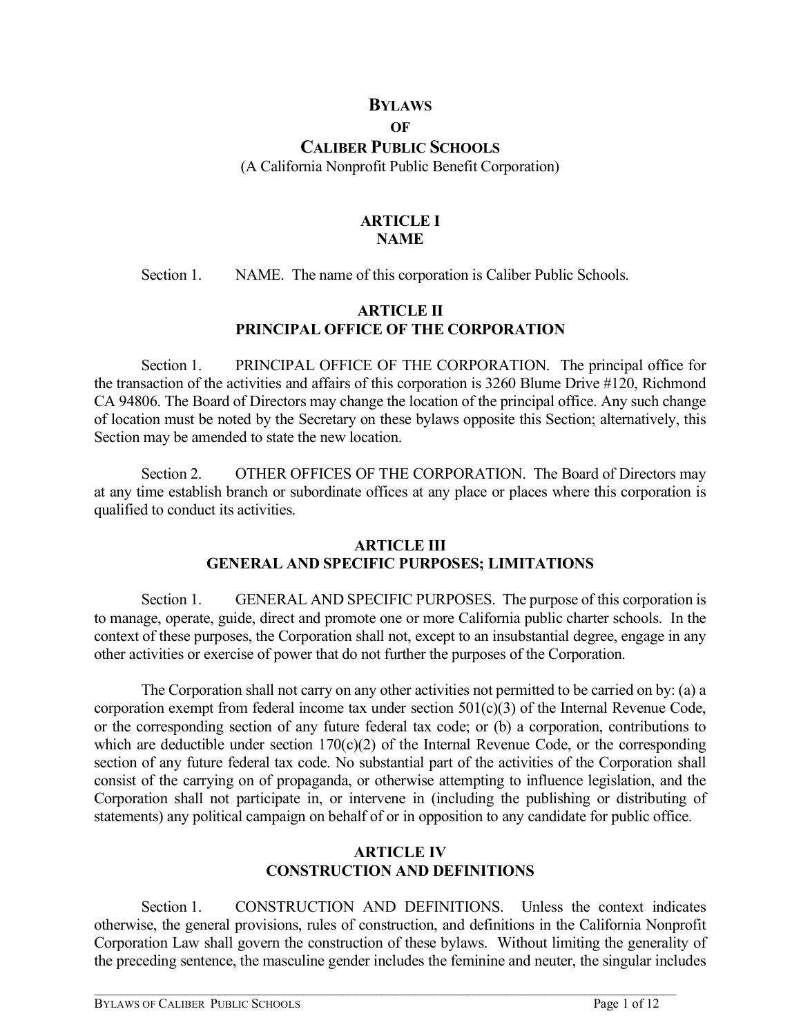# BYLAWS
# OF
# CALIBER PUBLIC SCHOOLS

(A California Nonprofit Public Benefit Corporation)

## ARTICLE I
## NAME

Section 1. NAME. The name of this corporation is Caliber Public Schools.

## ARTICLE II
## PRINCIPAL OFFICE OF THE CORPORATION

Section 1. PRINCIPAL OFFICE OF THE CORPORATION. The principal office for the transaction of the activities and affairs of this corporation is 3260 Blume Drive #120, Richmond CA 94806. The Board of Directors may change the location of the principal office. Any such change of location must be noted by the Secretary on these bylaws opposite this Section; alternatively, this Section may be amended to state the new location.

Section 2. OTHER OFFICES OF THE CORPORATION. The Board of Directors may at any time establish branch or subordinate offices at any place or places where this corporation is qualified to conduct its activities.

## ARTICLE III
## GENERAL AND SPECIFIC PURPOSES; LIMITATIONS

Section 1. GENERAL AND SPECIFIC PURPOSES. The purpose of this corporation is to manage, operate, guide, direct and promote one or more California public charter schools. In the context of these purposes, the Corporation shall not, except to an insubstantial degree, engage in any other activities or exercise of power that do not further the purposes of the Corporation.

The Corporation shall not carry on any other activities not permitted to be carried on by: (a) a corporation exempt from federal income tax under section 501(c)(3) of the Internal Revenue Code, or the corresponding section of any future federal tax code; or (b) a corporation, contributions to which are deductible under section 170(c)(2) of the Internal Revenue Code, or the corresponding section of any future federal tax code. No substantial part of the activities of the Corporation shall consist of the carrying on of propaganda, or otherwise attempting to influence legislation, and the Corporation shall not participate in, or intervene in (including the publishing or distributing of statements) any political campaign on behalf of or in opposition to any candidate for public office.

## ARTICLE IV
## CONSTRUCTION AND DEFINITIONS

Section 1. CONSTRUCTION AND DEFINITIONS. Unless the context indicates otherwise, the general provisions, rules of construction, and definitions in the California Nonprofit Corporation Law shall govern the construction of these bylaws. Without limiting the generality of the preceding sentence, the masculine gender includes the feminine and neuter, the singular includes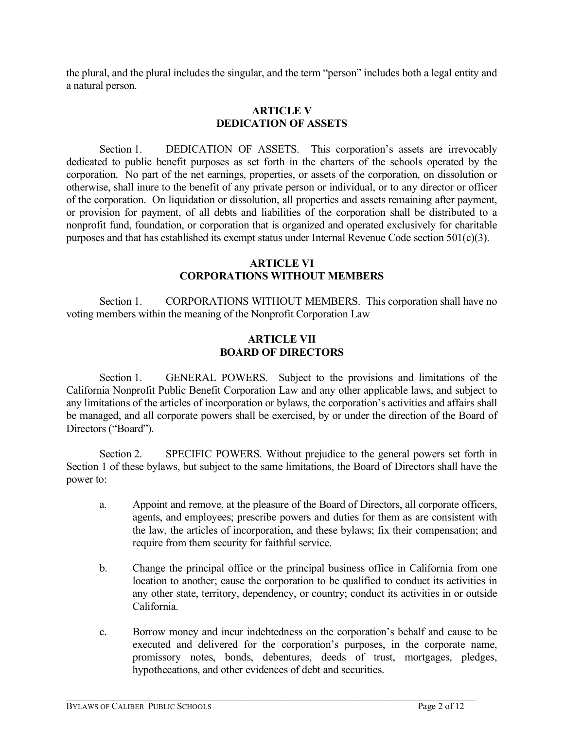the plural, and the plural includes the singular, and the term "person" includes both a legal entity and a natural person.

## ARTICLE V
## DEDICATION OF ASSETS

Section 1. DEDICATION OF ASSETS. This corporation's assets are irrevocably dedicated to public benefit purposes as set forth in the charters of the schools operated by the corporation. No part of the net earnings, properties, or assets of the corporation, on dissolution or otherwise, shall inure to the benefit of any private person or individual, or to any director or officer of the corporation. On liquidation or dissolution, all properties and assets remaining after payment, or provision for payment, of all debts and liabilities of the corporation shall be distributed to a nonprofit fund, foundation, or corporation that is organized and operated exclusively for charitable purposes and that has established its exempt status under Internal Revenue Code section 501(c)(3).

## ARTICLE VI
## CORPORATIONS WITHOUT MEMBERS

Section 1. CORPORATIONS WITHOUT MEMBERS. This corporation shall have no voting members within the meaning of the Nonprofit Corporation Law

## ARTICLE VII
## BOARD OF DIRECTORS

Section 1. GENERAL POWERS. Subject to the provisions and limitations of the California Nonprofit Public Benefit Corporation Law and any other applicable laws, and subject to any limitations of the articles of incorporation or bylaws, the corporation's activities and affairs shall be managed, and all corporate powers shall be exercised, by or under the direction of the Board of Directors ("Board").

Section 2. SPECIFIC POWERS. Without prejudice to the general powers set forth in Section 1 of these bylaws, but subject to the same limitations, the Board of Directors shall have the power to:

a. Appoint and remove, at the pleasure of the Board of Directors, all corporate officers, agents, and employees; prescribe powers and duties for them as are consistent with the law, the articles of incorporation, and these bylaws; fix their compensation; and require from them security for faithful service.

b. Change the principal office or the principal business office in California from one location to another; cause the corporation to be qualified to conduct its activities in any other state, territory, dependency, or country; conduct its activities in or outside California.

c. Borrow money and incur indebtedness on the corporation's behalf and cause to be executed and delivered for the corporation's purposes, in the corporate name, promissory notes, bonds, debentures, deeds of trust, mortgages, pledges, hypothecations, and other evidences of debt and securities.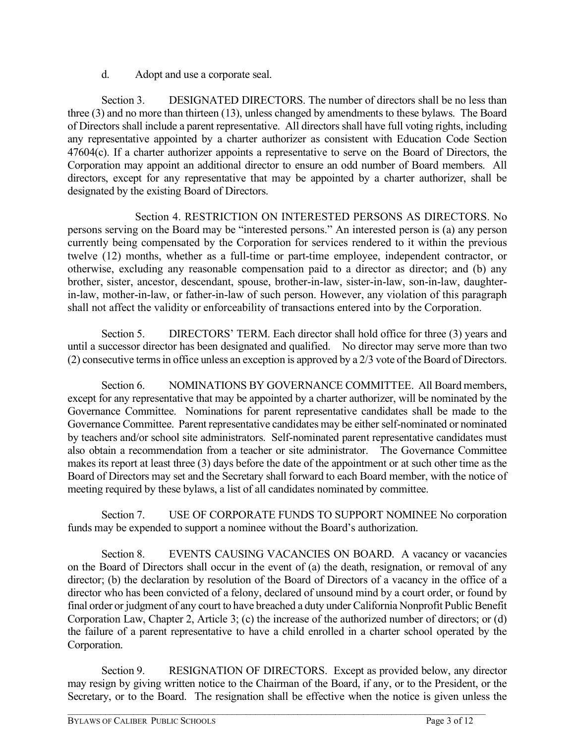d. Adopt and use a corporate seal.

Section 3. DESIGNATED DIRECTORS. The number of directors shall be no less than three (3) and no more than thirteen (13), unless changed by amendments to these bylaws. The Board of Directors shall include a parent representative. All directors shall have full voting rights, including any representative appointed by a charter authorizer as consistent with Education Code Section 47604(c). If a charter authorizer appoints a representative to serve on the Board of Directors, the Corporation may appoint an additional director to ensure an odd number of Board members. All directors, except for any representative that may be appointed by a charter authorizer, shall be designated by the existing Board of Directors.

Section 4. RESTRICTION ON INTERESTED PERSONS AS DIRECTORS. No persons serving on the Board may be "interested persons." An interested person is (a) any person currently being compensated by the Corporation for services rendered to it within the previous twelve (12) months, whether as a full-time or part-time employee, independent contractor, or otherwise, excluding any reasonable compensation paid to a director as director; and (b) any brother, sister, ancestor, descendant, spouse, brother-in-law, sister-in-law, son-in-law, daughter-in-law, mother-in-law, or father-in-law of such person. However, any violation of this paragraph shall not affect the validity or enforceability of transactions entered into by the Corporation.

Section 5. DIRECTORS' TERM. Each director shall hold office for three (3) years and until a successor director has been designated and qualified. No director may serve more than two (2) consecutive terms in office unless an exception is approved by a 2/3 vote of the Board of Directors.

Section 6. NOMINATIONS BY GOVERNANCE COMMITTEE. All Board members, except for any representative that may be appointed by a charter authorizer, will be nominated by the Governance Committee. Nominations for parent representative candidates shall be made to the Governance Committee. Parent representative candidates may be either self-nominated or nominated by teachers and/or school site administrators. Self-nominated parent representative candidates must also obtain a recommendation from a teacher or site administrator. The Governance Committee makes its report at least three (3) days before the date of the appointment or at such other time as the Board of Directors may set and the Secretary shall forward to each Board member, with the notice of meeting required by these bylaws, a list of all candidates nominated by committee.

Section 7. USE OF CORPORATE FUNDS TO SUPPORT NOMINEE No corporation funds may be expended to support a nominee without the Board's authorization.

Section 8. EVENTS CAUSING VACANCIES ON BOARD. A vacancy or vacancies on the Board of Directors shall occur in the event of (a) the death, resignation, or removal of any director; (b) the declaration by resolution of the Board of Directors of a vacancy in the office of a director who has been convicted of a felony, declared of unsound mind by a court order, or found by final order or judgment of any court to have breached a duty under California Nonprofit Public Benefit Corporation Law, Chapter 2, Article 3; (c) the increase of the authorized number of directors; or (d) the failure of a parent representative to have a child enrolled in a charter school operated by the Corporation.

Section 9. RESIGNATION OF DIRECTORS. Except as provided below, any director may resign by giving written notice to the Chairman of the Board, if any, or to the President, or the Secretary, or to the Board. The resignation shall be effective when the notice is given unless the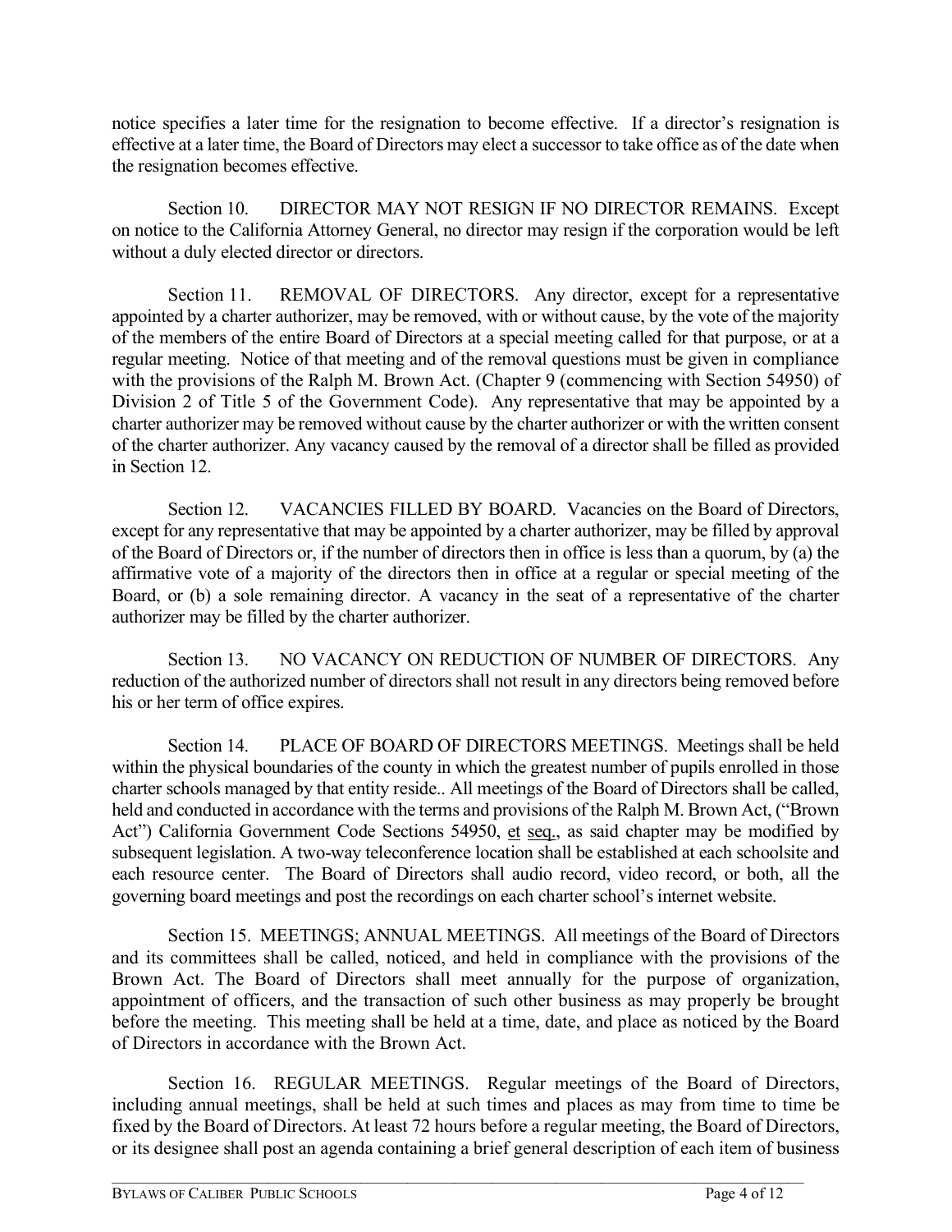notice specifies a later time for the resignation to become effective. If a director's resignation is effective at a later time, the Board of Directors may elect a successor to take office as of the date when the resignation becomes effective.

Section 10. DIRECTOR MAY NOT RESIGN IF NO DIRECTOR REMAINS. Except on notice to the California Attorney General, no director may resign if the corporation would be left without a duly elected director or directors.

Section 11. REMOVAL OF DIRECTORS. Any director, except for a representative appointed by a charter authorizer, may be removed, with or without cause, by the vote of the majority of the members of the entire Board of Directors at a special meeting called for that purpose, or at a regular meeting. Notice of that meeting and of the removal questions must be given in compliance with the provisions of the Ralph M. Brown Act. (Chapter 9 (commencing with Section 54950) of Division 2 of Title 5 of the Government Code). Any representative that may be appointed by a charter authorizer may be removed without cause by the charter authorizer or with the written consent of the charter authorizer. Any vacancy caused by the removal of a director shall be filled as provided in Section 12.

Section 12. VACANCIES FILLED BY BOARD. Vacancies on the Board of Directors, except for any representative that may be appointed by a charter authorizer, may be filled by approval of the Board of Directors or, if the number of directors then in office is less than a quorum, by (a) the affirmative vote of a majority of the directors then in office at a regular or special meeting of the Board, or (b) a sole remaining director. A vacancy in the seat of a representative of the charter authorizer may be filled by the charter authorizer.

Section 13. NO VACANCY ON REDUCTION OF NUMBER OF DIRECTORS. Any reduction of the authorized number of directors shall not result in any directors being removed before his or her term of office expires.

Section 14. PLACE OF BOARD OF DIRECTORS MEETINGS. Meetings shall be held within the physical boundaries of the county in which the greatest number of pupils enrolled in those charter schools managed by that entity reside.. All meetings of the Board of Directors shall be called, held and conducted in accordance with the terms and provisions of the Ralph M. Brown Act, ("Brown Act") California Government Code Sections 54950, et seq., as said chapter may be modified by subsequent legislation. A two-way teleconference location shall be established at each schoolsite and each resource center. The Board of Directors shall audio record, video record, or both, all the governing board meetings and post the recordings on each charter school's internet website.

Section 15. MEETINGS; ANNUAL MEETINGS. All meetings of the Board of Directors and its committees shall be called, noticed, and held in compliance with the provisions of the Brown Act. The Board of Directors shall meet annually for the purpose of organization, appointment of officers, and the transaction of such other business as may properly be brought before the meeting. This meeting shall be held at a time, date, and place as noticed by the Board of Directors in accordance with the Brown Act.

Section 16. REGULAR MEETINGS. Regular meetings of the Board of Directors, including annual meetings, shall be held at such times and places as may from time to time be fixed by the Board of Directors. At least 72 hours before a regular meeting, the Board of Directors, or its designee shall post an agenda containing a brief general description of each item of business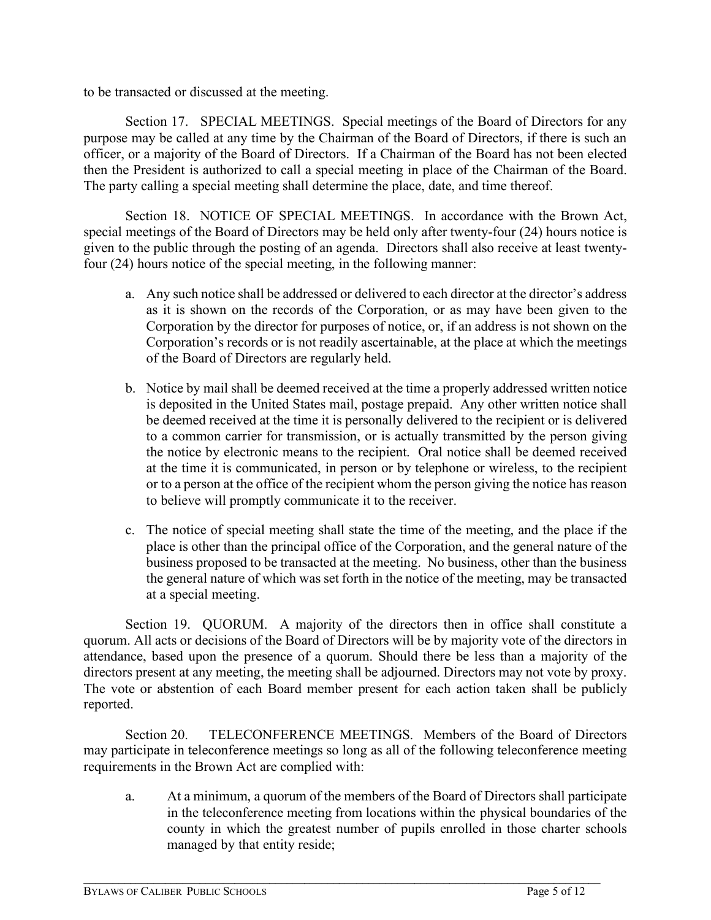to be transacted or discussed at the meeting.

Section 17. SPECIAL MEETINGS. Special meetings of the Board of Directors for any purpose may be called at any time by the Chairman of the Board of Directors, if there is such an officer, or a majority of the Board of Directors. If a Chairman of the Board has not been elected then the President is authorized to call a special meeting in place of the Chairman of the Board. The party calling a special meeting shall determine the place, date, and time thereof.

Section 18. NOTICE OF SPECIAL MEETINGS. In accordance with the Brown Act, special meetings of the Board of Directors may be held only after twenty-four (24) hours notice is given to the public through the posting of an agenda. Directors shall also receive at least twenty-four (24) hours notice of the special meeting, in the following manner:

a. Any such notice shall be addressed or delivered to each director at the director's address as it is shown on the records of the Corporation, or as may have been given to the Corporation by the director for purposes of notice, or, if an address is not shown on the Corporation's records or is not readily ascertainable, at the place at which the meetings of the Board of Directors are regularly held.

b. Notice by mail shall be deemed received at the time a properly addressed written notice is deposited in the United States mail, postage prepaid. Any other written notice shall be deemed received at the time it is personally delivered to the recipient or is delivered to a common carrier for transmission, or is actually transmitted by the person giving the notice by electronic means to the recipient. Oral notice shall be deemed received at the time it is communicated, in person or by telephone or wireless, to the recipient or to a person at the office of the recipient whom the person giving the notice has reason to believe will promptly communicate it to the receiver.

c. The notice of special meeting shall state the time of the meeting, and the place if the place is other than the principal office of the Corporation, and the general nature of the business proposed to be transacted at the meeting. No business, other than the business the general nature of which was set forth in the notice of the meeting, may be transacted at a special meeting.

Section 19. QUORUM. A majority of the directors then in office shall constitute a quorum. All acts or decisions of the Board of Directors will be by majority vote of the directors in attendance, based upon the presence of a quorum. Should there be less than a majority of the directors present at any meeting, the meeting shall be adjourned. Directors may not vote by proxy. The vote or abstention of each Board member present for each action taken shall be publicly reported.

Section 20. TELECONFERENCE MEETINGS. Members of the Board of Directors may participate in teleconference meetings so long as all of the following teleconference meeting requirements in the Brown Act are complied with:

a. At a minimum, a quorum of the members of the Board of Directors shall participate in the teleconference meeting from locations within the physical boundaries of the county in which the greatest number of pupils enrolled in those charter schools managed by that entity reside;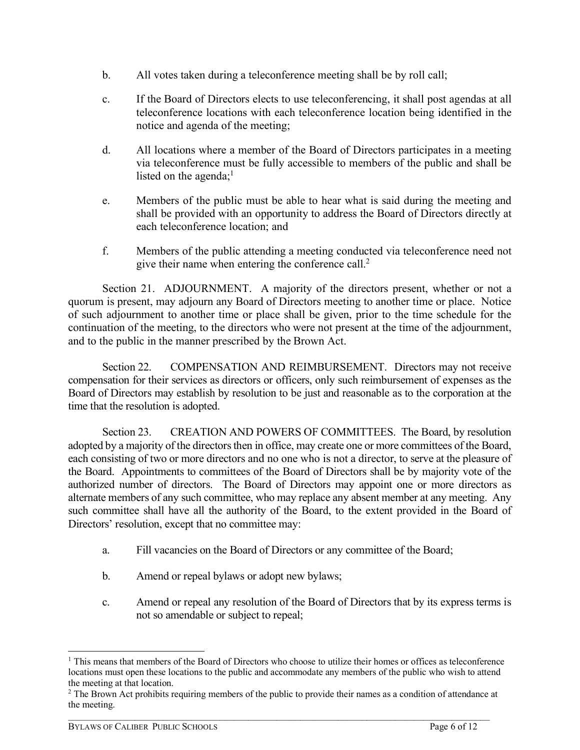b. All votes taken during a teleconference meeting shall be by roll call;

c. If the Board of Directors elects to use teleconferencing, it shall post agendas at all teleconference locations with each teleconference location being identified in the notice and agenda of the meeting;

d. All locations where a member of the Board of Directors participates in a meeting via teleconference must be fully accessible to members of the public and shall be listed on the agenda;[1]

e. Members of the public must be able to hear what is said during the meeting and shall be provided with an opportunity to address the Board of Directors directly at each teleconference location; and

f. Members of the public attending a meeting conducted via teleconference need not give their name when entering the conference call.[2]

Section 21. ADJOURNMENT. A majority of the directors present, whether or not a quorum is present, may adjourn any Board of Directors meeting to another time or place. Notice of such adjournment to another time or place shall be given, prior to the time schedule for the continuation of the meeting, to the directors who were not present at the time of the adjournment, and to the public in the manner prescribed by the Brown Act.

Section 22. COMPENSATION AND REIMBURSEMENT. Directors may not receive compensation for their services as directors or officers, only such reimbursement of expenses as the Board of Directors may establish by resolution to be just and reasonable as to the corporation at the time that the resolution is adopted.

Section 23. CREATION AND POWERS OF COMMITTEES. The Board, by resolution adopted by a majority of the directors then in office, may create one or more committees of the Board, each consisting of two or more directors and no one who is not a director, to serve at the pleasure of the Board. Appointments to committees of the Board of Directors shall be by majority vote of the authorized number of directors. The Board of Directors may appoint one or more directors as alternate members of any such committee, who may replace any absent member at any meeting. Any such committee shall have all the authority of the Board, to the extent provided in the Board of Directors' resolution, except that no committee may:

a. Fill vacancies on the Board of Directors or any committee of the Board;

b. Amend or repeal bylaws or adopt new bylaws;

c. Amend or repeal any resolution of the Board of Directors that by its express terms is not so amendable or subject to repeal;

---

[1] This means that members of the Board of Directors who choose to utilize their homes or offices as teleconference locations must open these locations to the public and accommodate any members of the public who wish to attend the meeting at that location.

[2] The Brown Act prohibits requiring members of the public to provide their names as a condition of attendance at the meeting.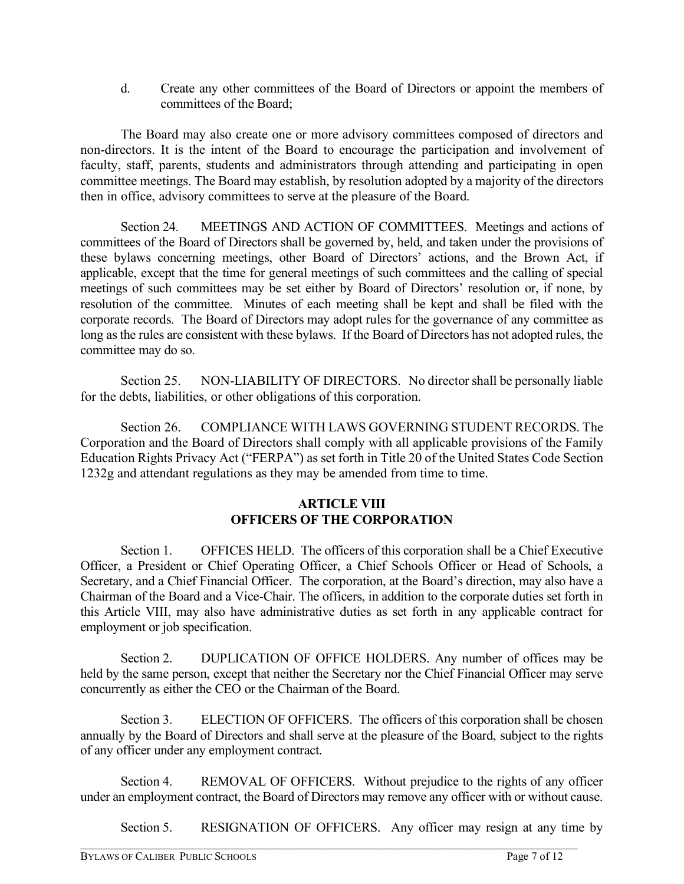d. Create any other committees of the Board of Directors or appoint the members of committees of the Board;

The Board may also create one or more advisory committees composed of directors and non-directors. It is the intent of the Board to encourage the participation and involvement of faculty, staff, parents, students and administrators through attending and participating in open committee meetings. The Board may establish, by resolution adopted by a majority of the directors then in office, advisory committees to serve at the pleasure of the Board.

Section 24. MEETINGS AND ACTION OF COMMITTEES. Meetings and actions of committees of the Board of Directors shall be governed by, held, and taken under the provisions of these bylaws concerning meetings, other Board of Directors' actions, and the Brown Act, if applicable, except that the time for general meetings of such committees and the calling of special meetings of such committees may be set either by Board of Directors' resolution or, if none, by resolution of the committee. Minutes of each meeting shall be kept and shall be filed with the corporate records. The Board of Directors may adopt rules for the governance of any committee as long as the rules are consistent with these bylaws. If the Board of Directors has not adopted rules, the committee may do so.

Section 25. NON-LIABILITY OF DIRECTORS. No director shall be personally liable for the debts, liabilities, or other obligations of this corporation.

Section 26. COMPLIANCE WITH LAWS GOVERNING STUDENT RECORDS. The Corporation and the Board of Directors shall comply with all applicable provisions of the Family Education Rights Privacy Act ("FERPA") as set forth in Title 20 of the United States Code Section 1232g and attendant regulations as they may be amended from time to time.

## ARTICLE VIII
## OFFICERS OF THE CORPORATION

Section 1. OFFICES HELD. The officers of this corporation shall be a Chief Executive Officer, a President or Chief Operating Officer, a Chief Schools Officer or Head of Schools, a Secretary, and a Chief Financial Officer. The corporation, at the Board's direction, may also have a Chairman of the Board and a Vice-Chair. The officers, in addition to the corporate duties set forth in this Article VIII, may also have administrative duties as set forth in any applicable contract for employment or job specification.

Section 2. DUPLICATION OF OFFICE HOLDERS. Any number of offices may be held by the same person, except that neither the Secretary nor the Chief Financial Officer may serve concurrently as either the CEO or the Chairman of the Board.

Section 3. ELECTION OF OFFICERS. The officers of this corporation shall be chosen annually by the Board of Directors and shall serve at the pleasure of the Board, subject to the rights of any officer under any employment contract.

Section 4. REMOVAL OF OFFICERS. Without prejudice to the rights of any officer under an employment contract, the Board of Directors may remove any officer with or without cause.

Section 5. RESIGNATION OF OFFICERS. Any officer may resign at any time by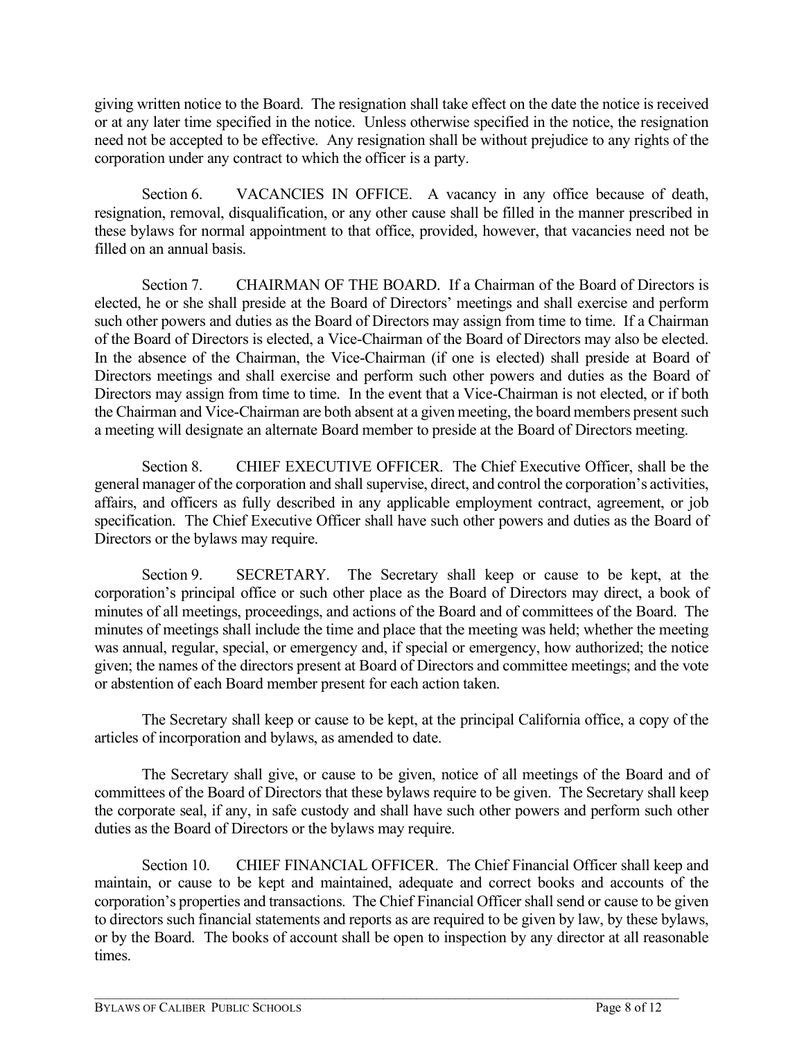giving written notice to the Board. The resignation shall take effect on the date the notice is received or at any later time specified in the notice. Unless otherwise specified in the notice, the resignation need not be accepted to be effective. Any resignation shall be without prejudice to any rights of the corporation under any contract to which the officer is a party.

Section 6. VACANCIES IN OFFICE. A vacancy in any office because of death, resignation, removal, disqualification, or any other cause shall be filled in the manner prescribed in these bylaws for normal appointment to that office, provided, however, that vacancies need not be filled on an annual basis.

Section 7. CHAIRMAN OF THE BOARD. If a Chairman of the Board of Directors is elected, he or she shall preside at the Board of Directors' meetings and shall exercise and perform such other powers and duties as the Board of Directors may assign from time to time. If a Chairman of the Board of Directors is elected, a Vice-Chairman of the Board of Directors may also be elected. In the absence of the Chairman, the Vice-Chairman (if one is elected) shall preside at Board of Directors meetings and shall exercise and perform such other powers and duties as the Board of Directors may assign from time to time. In the event that a Vice-Chairman is not elected, or if both the Chairman and Vice-Chairman are both absent at a given meeting, the board members present such a meeting will designate an alternate Board member to preside at the Board of Directors meeting.

Section 8. CHIEF EXECUTIVE OFFICER. The Chief Executive Officer, shall be the general manager of the corporation and shall supervise, direct, and control the corporation's activities, affairs, and officers as fully described in any applicable employment contract, agreement, or job specification. The Chief Executive Officer shall have such other powers and duties as the Board of Directors or the bylaws may require.

Section 9. SECRETARY. The Secretary shall keep or cause to be kept, at the corporation's principal office or such other place as the Board of Directors may direct, a book of minutes of all meetings, proceedings, and actions of the Board and of committees of the Board. The minutes of meetings shall include the time and place that the meeting was held; whether the meeting was annual, regular, special, or emergency and, if special or emergency, how authorized; the notice given; the names of the directors present at Board of Directors and committee meetings; and the vote or abstention of each Board member present for each action taken.

The Secretary shall keep or cause to be kept, at the principal California office, a copy of the articles of incorporation and bylaws, as amended to date.

The Secretary shall give, or cause to be given, notice of all meetings of the Board and of committees of the Board of Directors that these bylaws require to be given. The Secretary shall keep the corporate seal, if any, in safe custody and shall have such other powers and perform such other duties as the Board of Directors or the bylaws may require.

Section 10. CHIEF FINANCIAL OFFICER. The Chief Financial Officer shall keep and maintain, or cause to be kept and maintained, adequate and correct books and accounts of the corporation's properties and transactions. The Chief Financial Officer shall send or cause to be given to directors such financial statements and reports as are required to be given by law, by these bylaws, or by the Board. The books of account shall be open to inspection by any director at all reasonable times.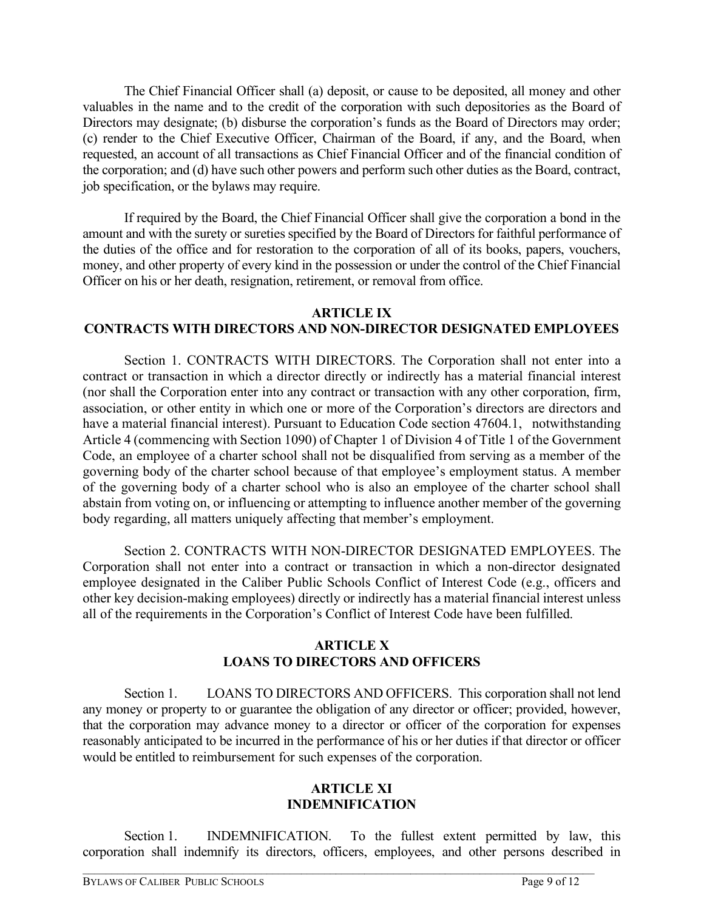The Chief Financial Officer shall (a) deposit, or cause to be deposited, all money and other valuables in the name and to the credit of the corporation with such depositories as the Board of Directors may designate; (b) disburse the corporation's funds as the Board of Directors may order; (c) render to the Chief Executive Officer, Chairman of the Board, if any, and the Board, when requested, an account of all transactions as Chief Financial Officer and of the financial condition of the corporation; and (d) have such other powers and perform such other duties as the Board, contract, job specification, or the bylaws may require.

If required by the Board, the Chief Financial Officer shall give the corporation a bond in the amount and with the surety or sureties specified by the Board of Directors for faithful performance of the duties of the office and for restoration to the corporation of all of its books, papers, vouchers, money, and other property of every kind in the possession or under the control of the Chief Financial Officer on his or her death, resignation, retirement, or removal from office.

## ARTICLE IX
## CONTRACTS WITH DIRECTORS AND NON-DIRECTOR DESIGNATED EMPLOYEES

Section 1. CONTRACTS WITH DIRECTORS. The Corporation shall not enter into a contract or transaction in which a director directly or indirectly has a material financial interest (nor shall the Corporation enter into any contract or transaction with any other corporation, firm, association, or other entity in which one or more of the Corporation's directors are directors and have a material financial interest). Pursuant to Education Code section 47604.1, notwithstanding Article 4 (commencing with Section 1090) of Chapter 1 of Division 4 of Title 1 of the Government Code, an employee of a charter school shall not be disqualified from serving as a member of the governing body of the charter school because of that employee's employment status. A member of the governing body of a charter school who is also an employee of the charter school shall abstain from voting on, or influencing or attempting to influence another member of the governing body regarding, all matters uniquely affecting that member's employment.

Section 2. CONTRACTS WITH NON-DIRECTOR DESIGNATED EMPLOYEES. The Corporation shall not enter into a contract or transaction in which a non-director designated employee designated in the Caliber Public Schools Conflict of Interest Code (e.g., officers and other key decision-making employees) directly or indirectly has a material financial interest unless all of the requirements in the Corporation's Conflict of Interest Code have been fulfilled.

## ARTICLE X
## LOANS TO DIRECTORS AND OFFICERS

Section 1. LOANS TO DIRECTORS AND OFFICERS. This corporation shall not lend any money or property to or guarantee the obligation of any director or officer; provided, however, that the corporation may advance money to a director or officer of the corporation for expenses reasonably anticipated to be incurred in the performance of his or her duties if that director or officer would be entitled to reimbursement for such expenses of the corporation.

## ARTICLE XI
## INDEMNIFICATION

Section 1. INDEMNIFICATION. To the fullest extent permitted by law, this corporation shall indemnify its directors, officers, employees, and other persons described in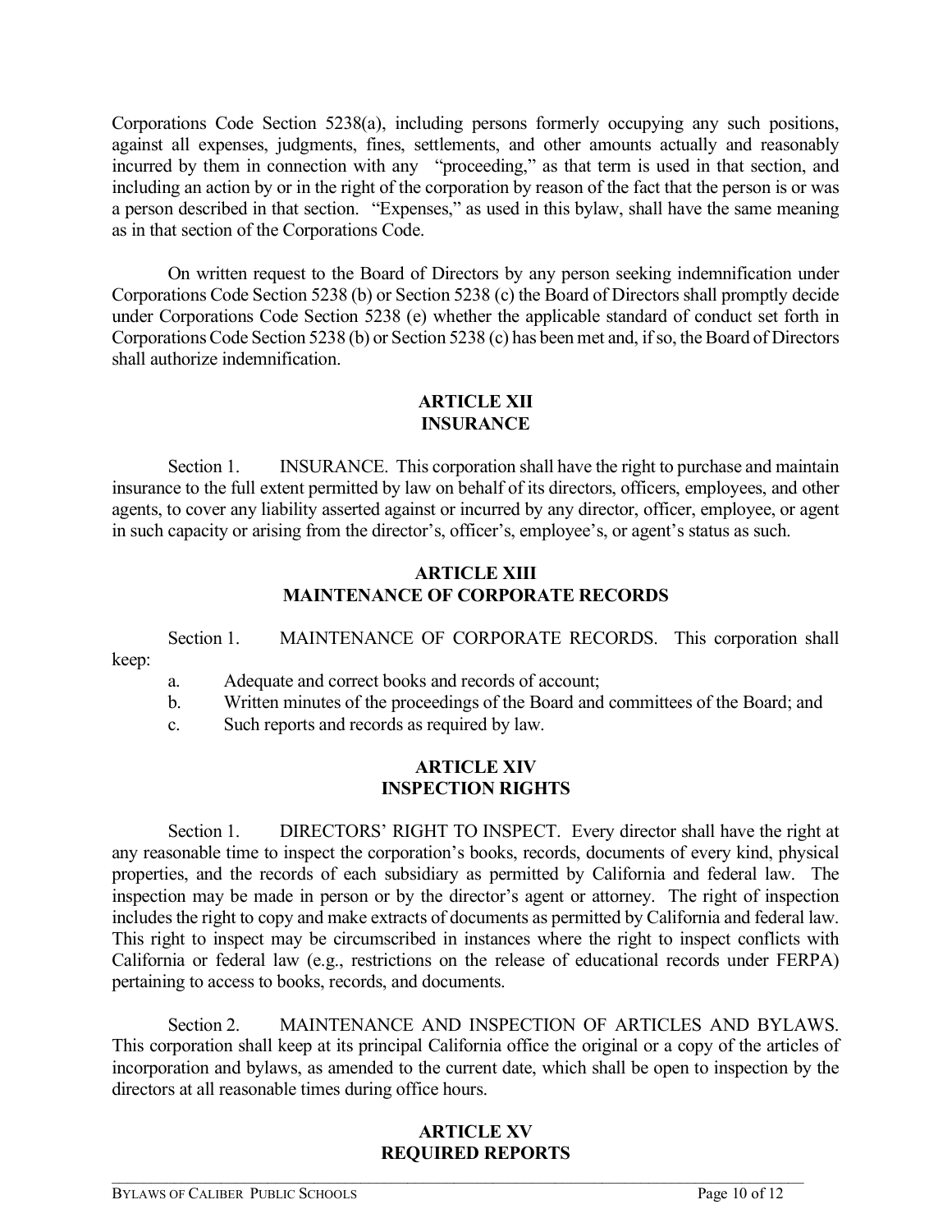Corporations Code Section 5238(a), including persons formerly occupying any such positions, against all expenses, judgments, fines, settlements, and other amounts actually and reasonably incurred by them in connection with any "proceeding," as that term is used in that section, and including an action by or in the right of the corporation by reason of the fact that the person is or was a person described in that section. "Expenses," as used in this bylaw, shall have the same meaning as in that section of the Corporations Code.

On written request to the Board of Directors by any person seeking indemnification under Corporations Code Section 5238 (b) or Section 5238 (c) the Board of Directors shall promptly decide under Corporations Code Section 5238 (e) whether the applicable standard of conduct set forth in Corporations Code Section 5238 (b) or Section 5238 (c) has been met and, if so, the Board of Directors shall authorize indemnification.

## ARTICLE XII
## INSURANCE

Section 1. INSURANCE. This corporation shall have the right to purchase and maintain insurance to the full extent permitted by law on behalf of its directors, officers, employees, and other agents, to cover any liability asserted against or incurred by any director, officer, employee, or agent in such capacity or arising from the director's, officer's, employee's, or agent's status as such.

## ARTICLE XIII
## MAINTENANCE OF CORPORATE RECORDS

Section 1. MAINTENANCE OF CORPORATE RECORDS. This corporation shall keep:

a. Adequate and correct books and records of account;
b. Written minutes of the proceedings of the Board and committees of the Board; and
c. Such reports and records as required by law.

## ARTICLE XIV
## INSPECTION RIGHTS

Section 1. DIRECTORS' RIGHT TO INSPECT. Every director shall have the right at any reasonable time to inspect the corporation's books, records, documents of every kind, physical properties, and the records of each subsidiary as permitted by California and federal law. The inspection may be made in person or by the director's agent or attorney. The right of inspection includes the right to copy and make extracts of documents as permitted by California and federal law. This right to inspect may be circumscribed in instances where the right to inspect conflicts with California or federal law (e.g., restrictions on the release of educational records under FERPA) pertaining to access to books, records, and documents.

Section 2. MAINTENANCE AND INSPECTION OF ARTICLES AND BYLAWS. This corporation shall keep at its principal California office the original or a copy of the articles of incorporation and bylaws, as amended to the current date, which shall be open to inspection by the directors at all reasonable times during office hours.

## ARTICLE XV
## REQUIRED REPORTS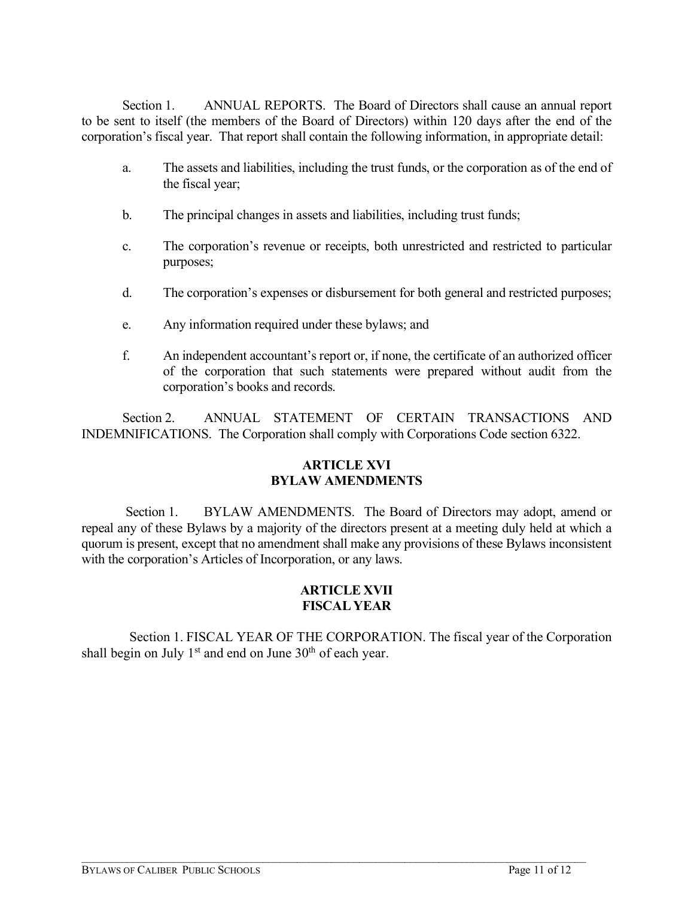Section 1. ANNUAL REPORTS. The Board of Directors shall cause an annual report to be sent to itself (the members of the Board of Directors) within 120 days after the end of the corporation's fiscal year. That report shall contain the following information, in appropriate detail:

a. The assets and liabilities, including the trust funds, or the corporation as of the end of the fiscal year;

b. The principal changes in assets and liabilities, including trust funds;

c. The corporation's revenue or receipts, both unrestricted and restricted to particular purposes;

d. The corporation's expenses or disbursement for both general and restricted purposes;

e. Any information required under these bylaws; and

f. An independent accountant's report or, if none, the certificate of an authorized officer of the corporation that such statements were prepared without audit from the corporation's books and records.

Section 2. ANNUAL STATEMENT OF CERTAIN TRANSACTIONS AND INDEMNIFICATIONS. The Corporation shall comply with Corporations Code section 6322.

## ARTICLE XVI
## BYLAW AMENDMENTS

Section 1. BYLAW AMENDMENTS. The Board of Directors may adopt, amend or repeal any of these Bylaws by a majority of the directors present at a meeting duly held at which a quorum is present, except that no amendment shall make any provisions of these Bylaws inconsistent with the corporation's Articles of Incorporation, or any laws.

## ARTICLE XVII
## FISCAL YEAR

Section 1. FISCAL YEAR OF THE CORPORATION. The fiscal year of the Corporation shall begin on July 1st and end on June 30th of each year.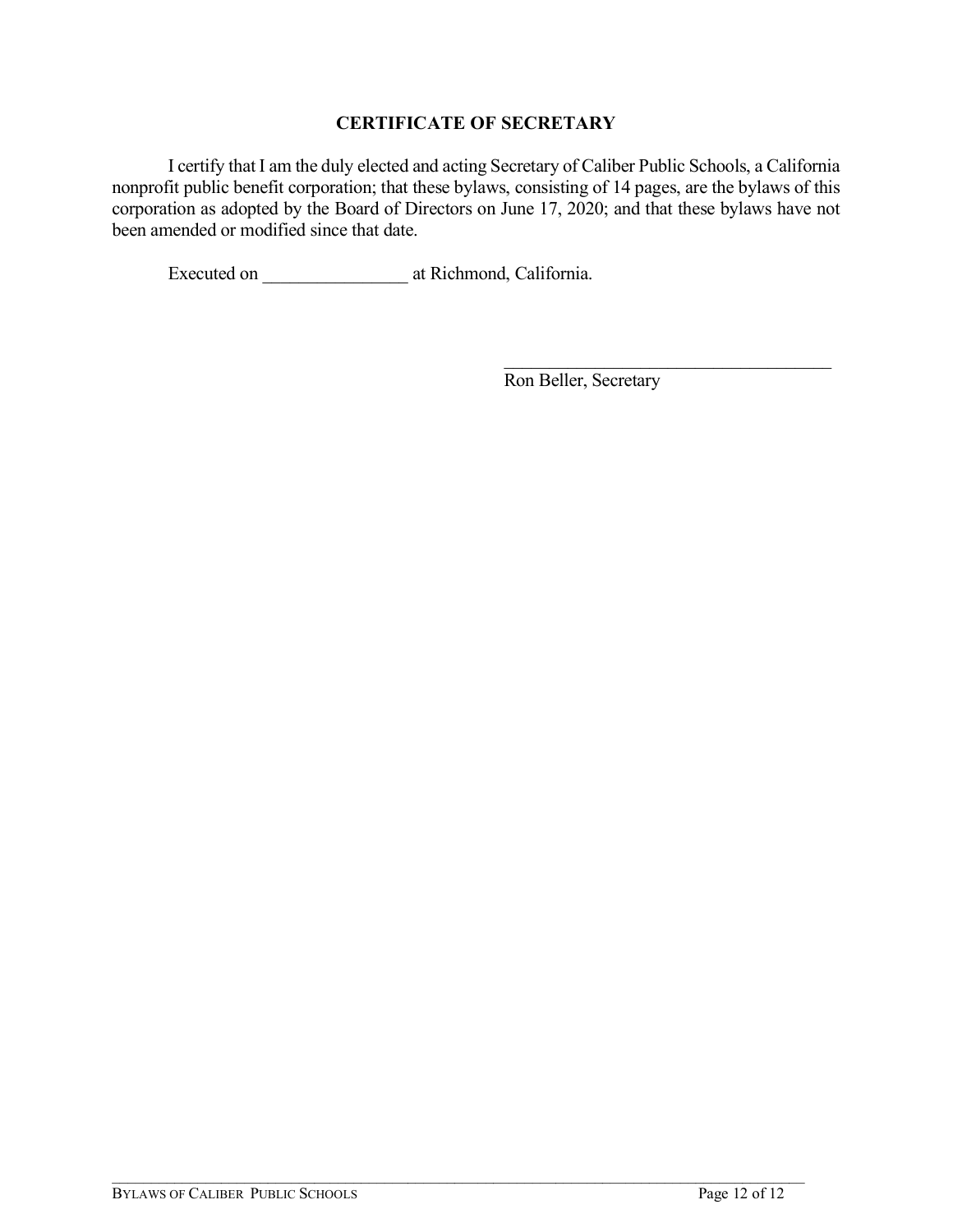## CERTIFICATE OF SECRETARY

I certify that I am the duly elected and acting Secretary of Caliber Public Schools, a California nonprofit public benefit corporation; that these bylaws, consisting of 14 pages, are the bylaws of this corporation as adopted by the Board of Directors on June 17, 2020; and that these bylaws have not been amended or modified since that date.

Executed on ________________ at Richmond, California.

______________________________________

Ron Beller, Secretary